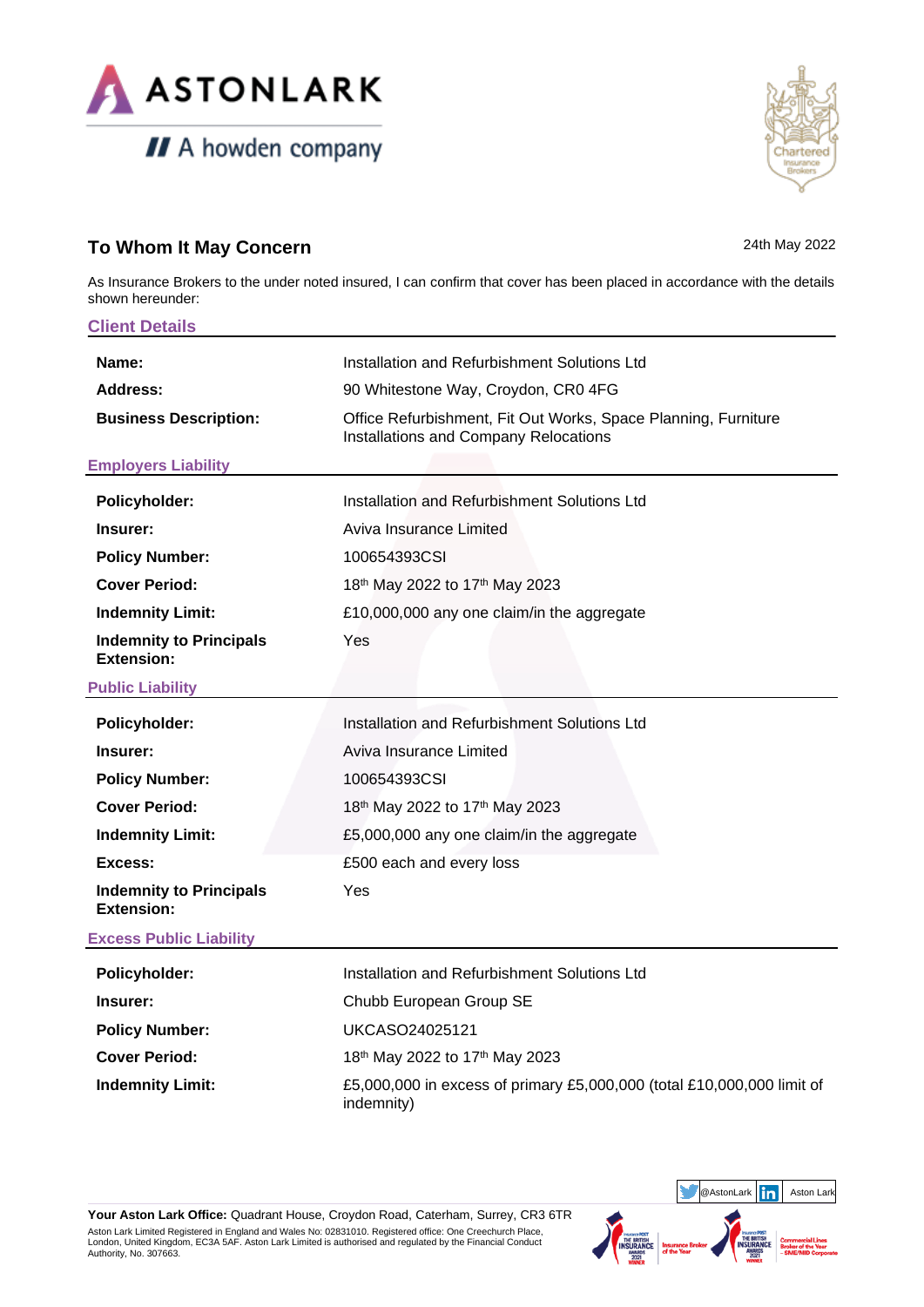ASTONLARK

A howden company

## To Whom It May Concern

24th May 2022

As Insurance Brokers to the under noted insured, I can confirm that cover has been placed in accordance with the details shown hereunder:

### Client Details

| | |
|---|---|
| **Name:** | Installation and Refurbishment Solutions Ltd |
| **Address:** | 90 Whitestone Way, Croydon, CR0 4FG |
| **Business Description:** | Office Refurbishment, Fit Out Works, Space Planning, Furniture Installations and Company Relocations |

### Employers Liability

| | |
|---|---|
| **Policyholder:** | Installation and Refurbishment Solutions Ltd |
| **Insurer:** | Aviva Insurance Limited |
| **Policy Number:** | 100654393CSI |
| **Cover Period:** | 18th May 2022 to 17th May 2023 |
| **Indemnity Limit:** | £10,000,000 any one claim/in the aggregate |
| **Indemnity to Principals Extension:** | Yes |

### Public Liability

| | |
|---|---|
| **Policyholder:** | Installation and Refurbishment Solutions Ltd |
| **Insurer:** | Aviva Insurance Limited |
| **Policy Number:** | 100654393CSI |
| **Cover Period:** | 18th May 2022 to 17th May 2023 |
| **Indemnity Limit:** | £5,000,000 any one claim/in the aggregate |
| **Excess:** | £500 each and every loss |
| **Indemnity to Principals Extension:** | Yes |

### Excess Public Liability

| | |
|---|---|
| **Policyholder:** | Installation and Refurbishment Solutions Ltd |
| **Insurer:** | Chubb European Group SE |
| **Policy Number:** | UKCASO24025121 |
| **Cover Period:** | 18th May 2022 to 17th May 2023 |
| **Indemnity Limit:** | £5,000,000 in excess of primary £5,000,000 (total £10,000,000 limit of indemnity) |

**Your Aston Lark Office:** Quadrant House, Croydon Road, Caterham, Surrey, CR3 6TR

Aston Lark Limited Registered in England and Wales No: 02831010. Registered office: One Creechurch Place, London, United Kingdom, EC3A 5AF. Aston Lark Limited is authorised and regulated by the Financial Conduct Authority, No. 307663.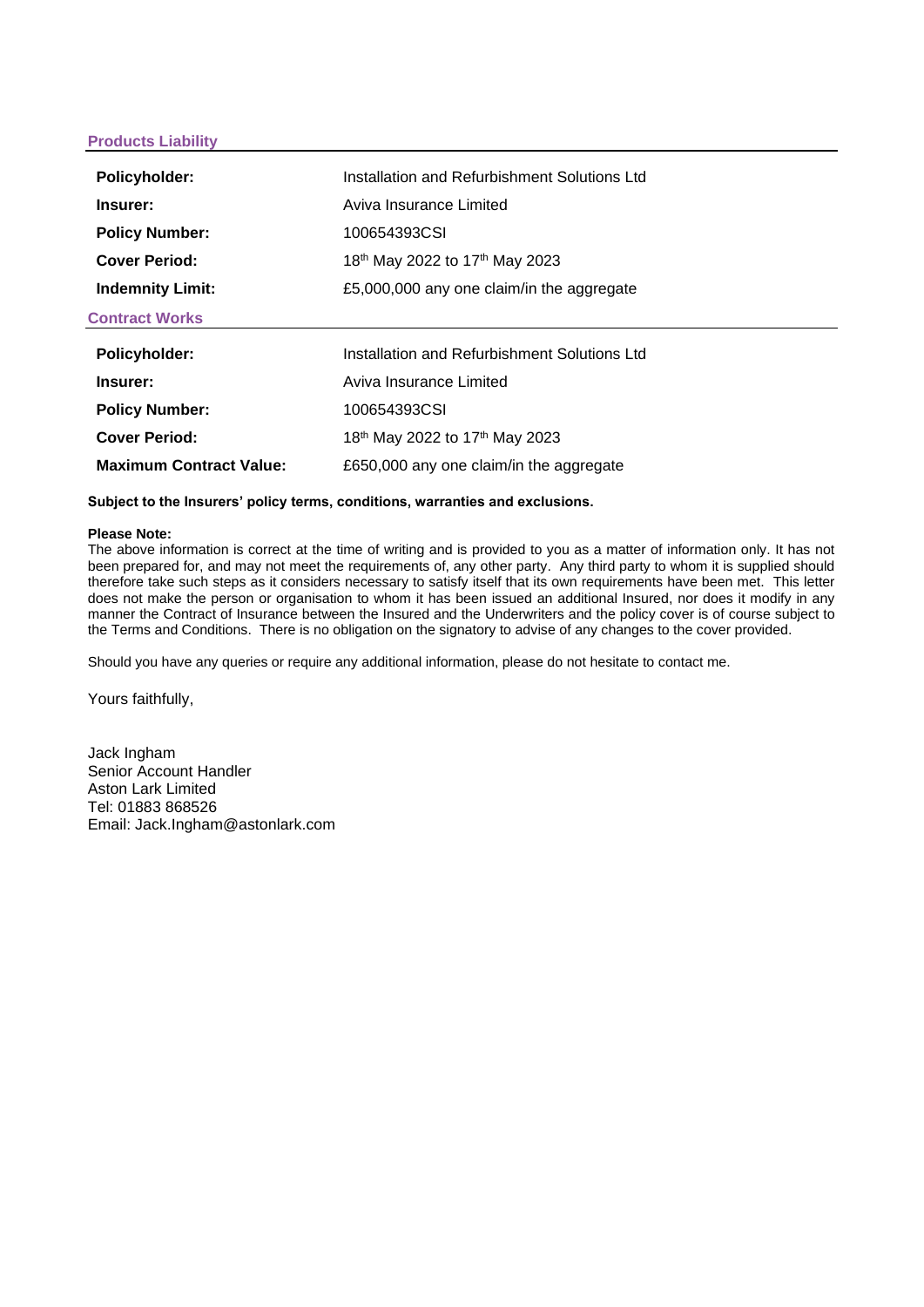### Products Liability

| | |
|---|---|
| **Policyholder:** | Installation and Refurbishment Solutions Ltd |
| **Insurer:** | Aviva Insurance Limited |
| **Policy Number:** | 100654393CSI |
| **Cover Period:** | 18th May 2022 to 17th May 2023 |
| **Indemnity Limit:** | £5,000,000 any one claim/in the aggregate |

### Contract Works

| | |
|---|---|
| **Policyholder:** | Installation and Refurbishment Solutions Ltd |
| **Insurer:** | Aviva Insurance Limited |
| **Policy Number:** | 100654393CSI |
| **Cover Period:** | 18th May 2022 to 17th May 2023 |
| **Maximum Contract Value:** | £650,000 any one claim/in the aggregate |

**Subject to the Insurers' policy terms, conditions, warranties and exclusions.**

**Please Note:**
The above information is correct at the time of writing and is provided to you as a matter of information only. It has not been prepared for, and may not meet the requirements of, any other party. Any third party to whom it is supplied should therefore take such steps as it considers necessary to satisfy itself that its own requirements have been met. This letter does not make the person or organisation to whom it has been issued an additional Insured, nor does it modify in any manner the Contract of Insurance between the Insured and the Underwriters and the policy cover is of course subject to the Terms and Conditions. There is no obligation on the signatory to advise of any changes to the cover provided.

Should you have any queries or require any additional information, please do not hesitate to contact me.

Yours faithfully,

Jack Ingham
Senior Account Handler
Aston Lark Limited
Tel: 01883 868526
Email: Jack.Ingham@astonlark.com